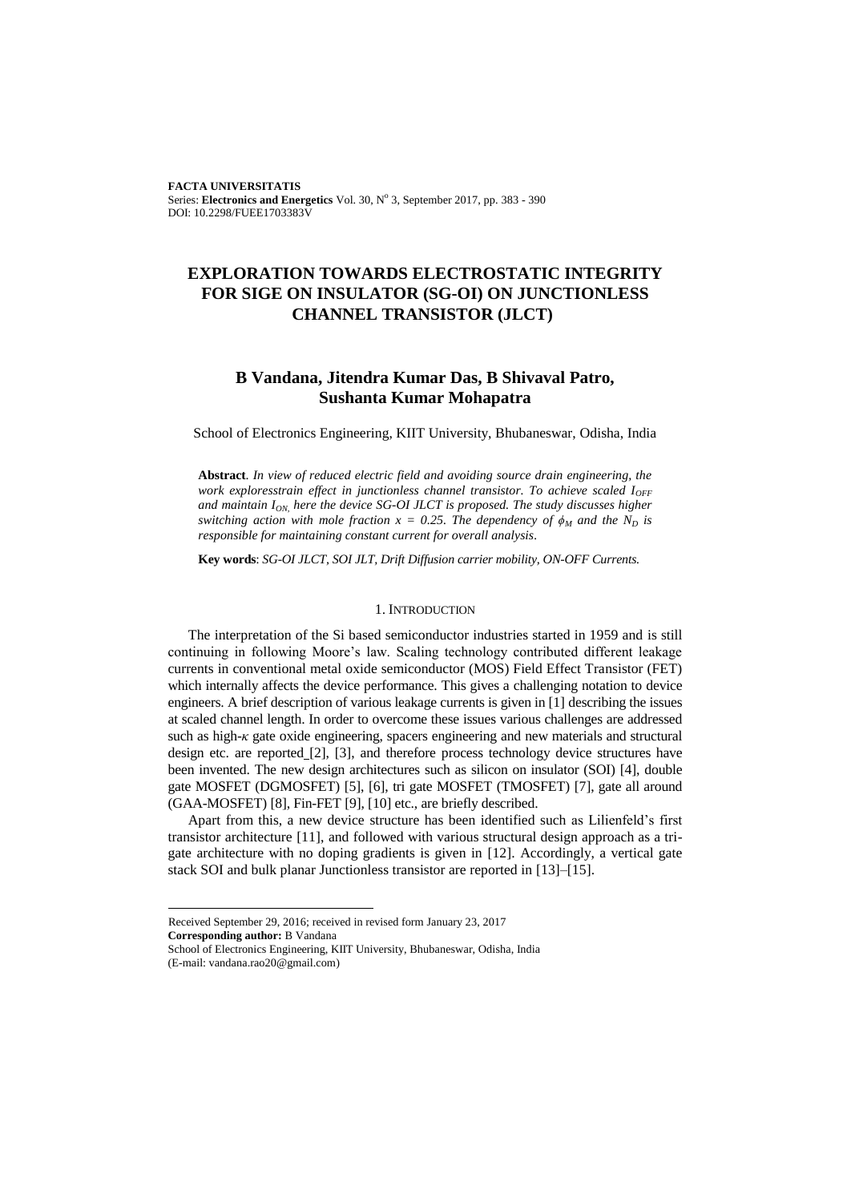**FACTA UNIVERSITATIS**
Series: **Electronics and Energetics** Vol. 30, N° 3, September 2017, pp. 383 - 390
DOI: 10.2298/FUEE1703383V

# EXPLORATION TOWARDS ELECTROSTATIC INTEGRITY FOR SIGE ON INSULATOR (SG-OI) ON JUNCTIONLESS CHANNEL TRANSISTOR (JLCT)

## B Vandana, Jitendra Kumar Das, B Shivaval Patro, Sushanta Kumar Mohapatra

School of Electronics Engineering, KIIT University, Bhubaneswar, Odisha, India

**Abstract**. *In view of reduced electric field and avoiding source drain engineering, the work exploresstrain effect in junctionless channel transistor. To achieve scaled $I_{OFF}$ and maintain $I_{ON,}$ here the device SG-OI JLCT is proposed. The study discusses higher switching action with mole fraction $x = 0.25$. The dependency of $\phi_M$ and the $N_D$ is responsible for maintaining constant current for overall analysis*.

**Key words**: *SG-OI JLCT, SOI JLT, Drift Diffusion carrier mobility, ON-OFF Currents.*

## 1. INTRODUCTION

The interpretation of the Si based semiconductor industries started in 1959 and is still continuing in following Moore's law. Scaling technology contributed different leakage currents in conventional metal oxide semiconductor (MOS) Field Effect Transistor (FET) which internally affects the device performance. This gives a challenging notation to device engineers. A brief description of various leakage currents is given in [1] describing the issues at scaled channel length. In order to overcome these issues various challenges are addressed such as high-$\kappa$ gate oxide engineering, spacers engineering and new materials and structural design etc. are reported [2], [3], and therefore process technology device structures have been invented. The new design architectures such as silicon on insulator (SOI) [4], double gate MOSFET (DGMOSFET) [5], [6], tri gate MOSFET (TMOSFET) [7], gate all around (GAA-MOSFET) [8], Fin-FET [9], [10] etc., are briefly described.

Apart from this, a new device structure has been identified such as Lilienfeld's first transistor architecture [11], and followed with various structural design approach as a tri-gate architecture with no doping gradients is given in [12]. Accordingly, a vertical gate stack SOI and bulk planar Junctionless transistor are reported in [13]–[15].

Received September 29, 2016; received in revised form January 23, 2017
**Corresponding author:** B Vandana
School of Electronics Engineering, KIIT University, Bhubaneswar, Odisha, India
(E-mail: vandana.rao20@gmail.com)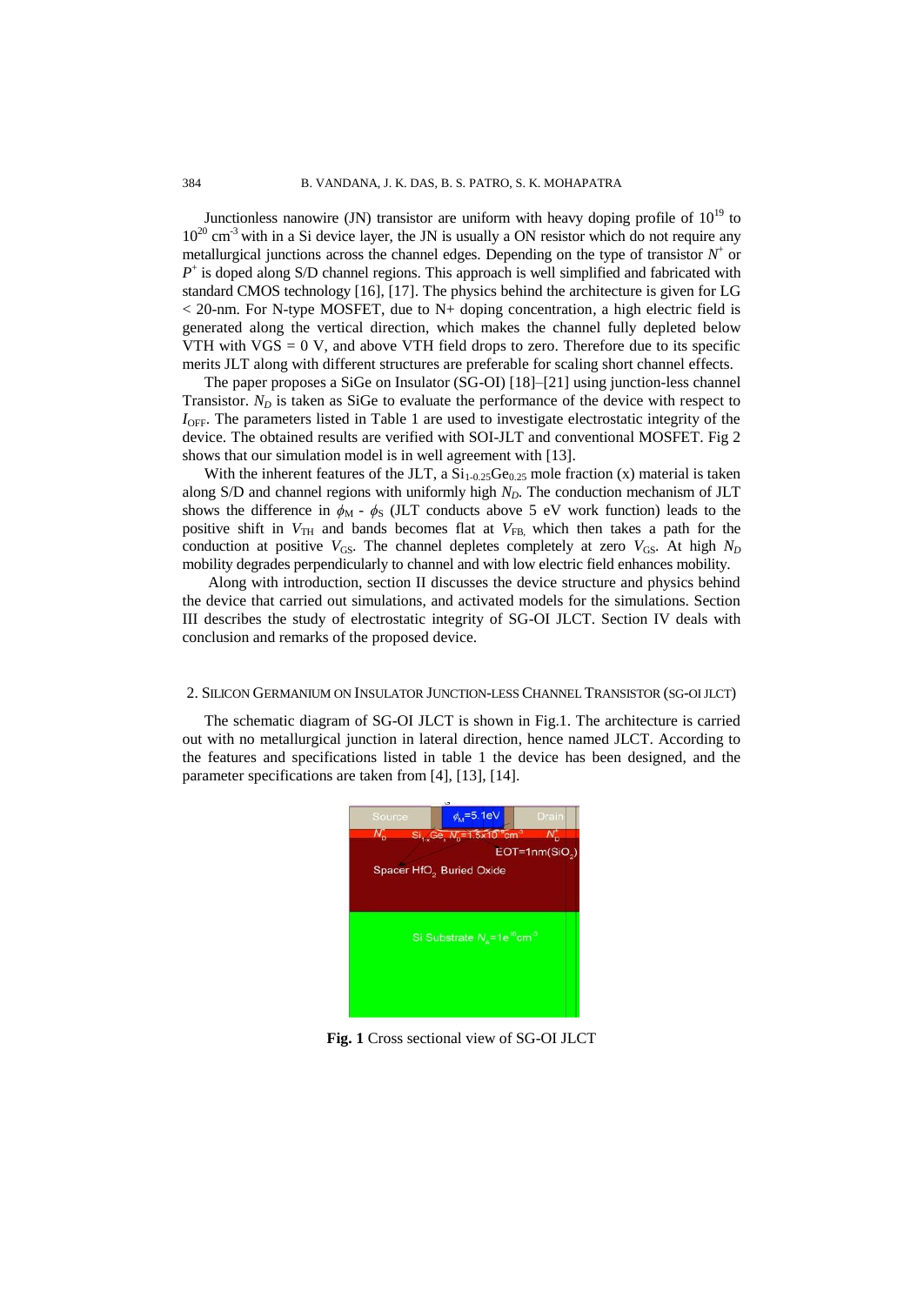Junctionless nanowire (JN) transistor are uniform with heavy doping profile of $10^{19}$ to $10^{20}$ $cm^{-3}$ with in a Si device layer, the JN is usually a ON resistor which do not require any metallurgical junctions across the channel edges. Depending on the type of transistor $N^+$ or $P^+$ is doped along S/D channel regions. This approach is well simplified and fabricated with standard CMOS technology [16], [17]. The physics behind the architecture is given for LG < 20-nm. For N-type MOSFET, due to N+ doping concentration, a high electric field is generated along the vertical direction, which makes the channel fully depleted below VTH with VGS = 0 V, and above VTH field drops to zero. Therefore due to its specific merits JLT along with different structures are preferable for scaling short channel effects.

The paper proposes a SiGe on Insulator (SG-OI) [18]–[21] using junction-less channel Transistor. $N_D$ is taken as SiGe to evaluate the performance of the device with respect to $I_{OFF}$. The parameters listed in Table 1 are used to investigate electrostatic integrity of the device. The obtained results are verified with SOI-JLT and conventional MOSFET. Fig 2 shows that our simulation model is in well agreement with [13].

With the inherent features of the JLT, a $Si_{1-0.25}Ge_{0.25}$ mole fraction (x) material is taken along S/D and channel regions with uniformly high $N_D$. The conduction mechanism of JLT shows the difference in $\phi_M$ - $\phi_S$ (JLT conducts above 5 eV work function) leads to the positive shift in $V_{TH}$ and bands becomes flat at $V_{FB,}$ which then takes a path for the conduction at positive $V_{GS}$. The channel depletes completely at zero $V_{GS}$. At high $N_D$ mobility degrades perpendicularly to channel and with low electric field enhances mobility.

Along with introduction, section II discusses the device structure and physics behind the device that carried out simulations, and activated models for the simulations. Section III describes the study of electrostatic integrity of SG-OI JLCT. Section IV deals with conclusion and remarks of the proposed device.

## 2. Silicon Germanium on Insulator Junction-less Channel Transistor (SG-OI JLCT)

The schematic diagram of SG-OI JLCT is shown in Fig.1. The architecture is carried out with no metallurgical junction in lateral direction, hence named JLCT. According to the features and specifications listed in table 1 the device has been designed, and the parameter specifications are taken from [4], [13], [14].

**Fig. 1** Cross sectional view of SG-OI JLCT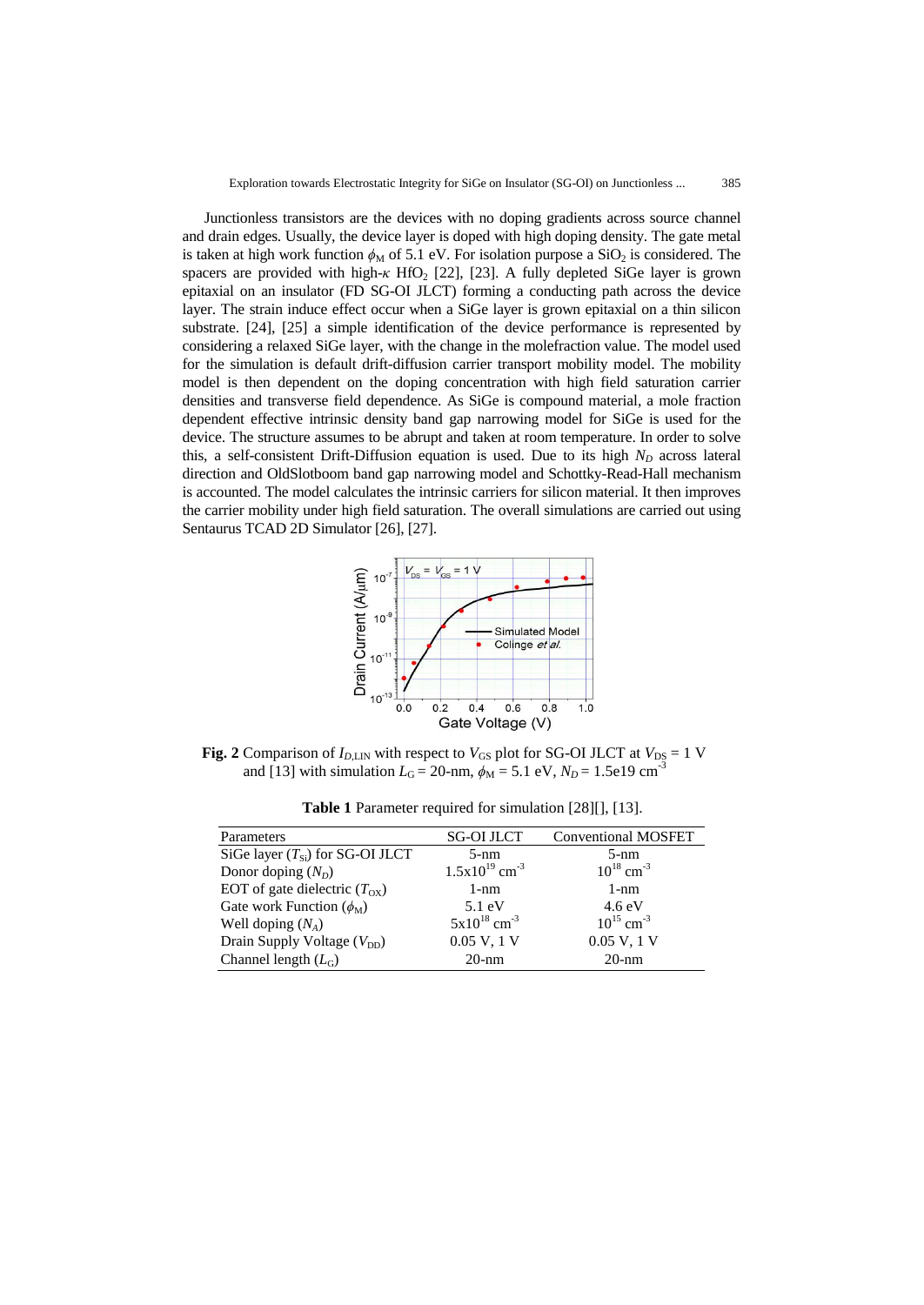Junctionless transistors are the devices with no doping gradients across source channel and drain edges. Usually, the device layer is doped with high doping density. The gate metal is taken at high work function $\phi_M$ of 5.1 eV. For isolation purpose a $SiO_2$ is considered. The spacers are provided with high-$\kappa$ $HfO_2$ [22], [23]. A fully depleted SiGe layer is grown epitaxial on an insulator (FD SG-OI JLCT) forming a conducting path across the device layer. The strain induce effect occur when a SiGe layer is grown epitaxial on a thin silicon substrate. [24], [25] a simple identification of the device performance is represented by considering a relaxed SiGe layer, with the change in the molefraction value. The model used for the simulation is default drift-diffusion carrier transport mobility model. The mobility model is then dependent on the doping concentration with high field saturation carrier densities and transverse field dependence. As SiGe is compound material, a mole fraction dependent effective intrinsic density band gap narrowing model for SiGe is used for the device. The structure assumes to be abrupt and taken at room temperature. In order to solve this, a self-consistent Drift-Diffusion equation is used. Due to its high $N_D$ across lateral direction and OldSlotboom band gap narrowing model and Schottky-Read-Hall mechanism is accounted. The model calculates the intrinsic carriers for silicon material. It then improves the carrier mobility under high field saturation. The overall simulations are carried out using Sentaurus TCAD 2D Simulator [26], [27].

**Fig. 2** Comparison of $I_{D,LIN}$ with respect to $V_{GS}$ plot for SG-OI JLCT at $V_{DS}$ = 1 V and [13] with simulation $L_G$ = 20-nm, $\phi_M$ = 5.1 eV, $N_D$ = 1.5e19 cm$^{-3}$

**Table 1** Parameter required for simulation [28][], [13].

| Parameters | SG-OI JLCT | Conventional MOSFET |
|---|---|---|
| SiGe layer ($T_{Si}$) for SG-OI JLCT | 5-nm | 5-nm |
| Donor doping ($N_D$) | 1.5x10$^{19}$ cm$^{-3}$ | 10$^{18}$ cm$^{-3}$ |
| EOT of gate dielectric ($T_{OX}$) | 1-nm | 1-nm |
| Gate work Function ($\phi_M$) | 5.1 eV | 4.6 eV |
| Well doping ($N_A$) | 5x10$^{18}$ cm$^{-3}$ | 10$^{15}$ cm$^{-3}$ |
| Drain Supply Voltage ($V_{DD}$) | 0.05 V, 1 V | 0.05 V, 1 V |
| Channel length ($L_G$) | 20-nm | 20-nm |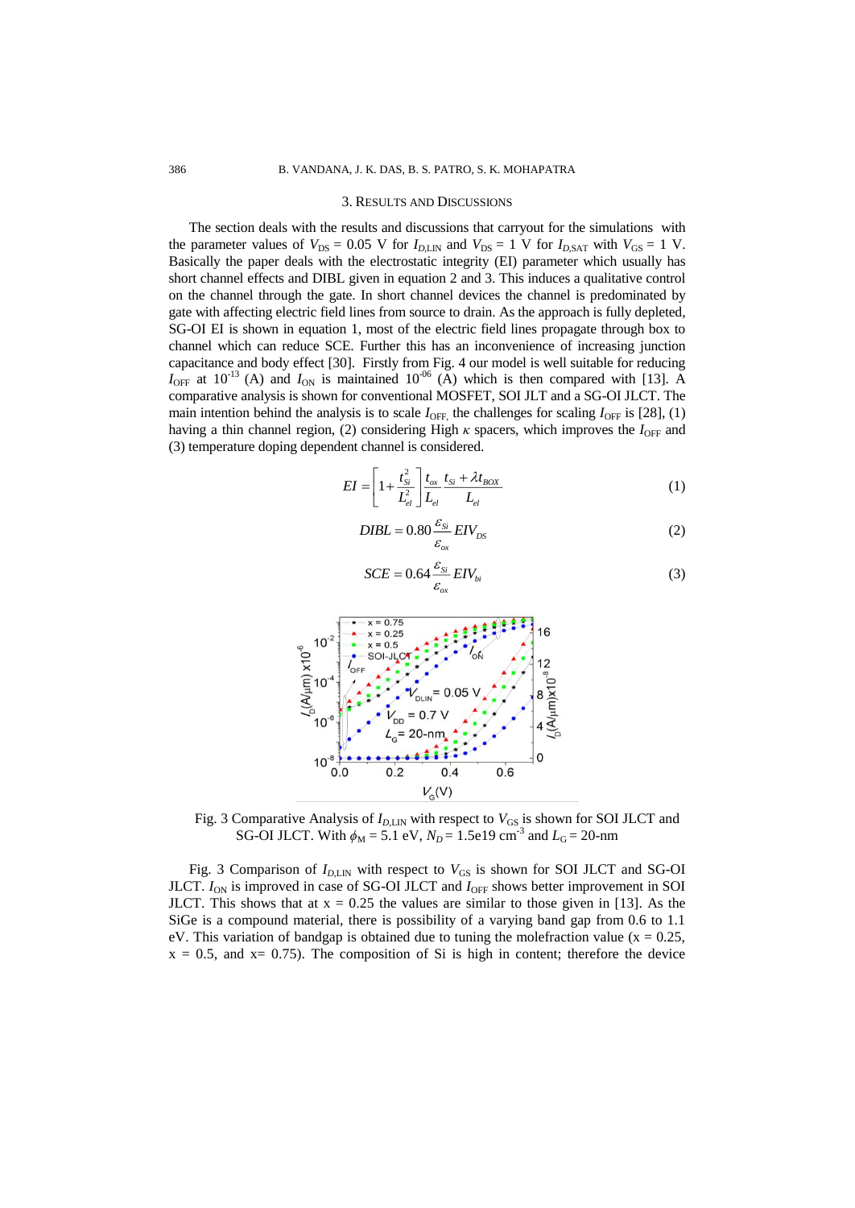## 3. Results and Discussions

The section deals with the results and discussions that carryout for the simulations with the parameter values of $V_{DS}$ = 0.05 V for $I_{D,LIN}$ and $V_{DS}$ = 1 V for $I_{D,SAT}$ with $V_{GS}$ = 1 V. Basically the paper deals with the electrostatic integrity (EI) parameter which usually has short channel effects and DIBL given in equation 2 and 3. This induces a qualitative control on the channel through the gate. In short channel devices the channel is predominated by gate with affecting electric field lines from source to drain. As the approach is fully depleted, SG-OI EI is shown in equation 1, most of the electric field lines propagate through box to channel which can reduce SCE. Further this has an inconvenience of increasing junction capacitance and body effect [30]. Firstly from Fig. 4 our model is well suitable for reducing $I_{OFF}$ at $10^{-13}$ (A) and $I_{ON}$ is maintained $10^{-06}$ (A) which is then compared with [13]. A comparative analysis is shown for conventional MOSFET, SOI JLT and a SG-OI JLCT. The main intention behind the analysis is to scale $I_{OFF,}$ the challenges for scaling $I_{OFF}$ is [28], (1) having a thin channel region, (2) considering High $\kappa$ spacers, which improves the $I_{OFF}$ and (3) temperature doping dependent channel is considered.

$$EI = \left[1 + \frac{t_{Si}^2}{L_{el}^2}\right]\frac{t_{ox}}{L_{el}}\frac{t_{Si} + \lambda t_{BOX}}{L_{el}} \tag{1}$$

$$DIBL = 0.80\frac{\varepsilon_{Si}}{\varepsilon_{ox}}EIV_{DS} \tag{2}$$

$$SCE = 0.64\frac{\varepsilon_{Si}}{\varepsilon_{ox}}EIV_{bi} \tag{3}$$

Fig. 3 Comparative Analysis of $I_{D,LIN}$ with respect to $V_{GS}$ is shown for SOI JLCT and SG-OI JLCT. With $\phi_M$ = 5.1 eV, $N_D$ = 1.5e19 cm$^{-3}$ and $L_G$ = 20-nm

Fig. 3 Comparison of $I_{D,LIN}$ with respect to $V_{GS}$ is shown for SOI JLCT and SG-OI JLCT. $I_{ON}$ is improved in case of SG-OI JLCT and $I_{OFF}$ shows better improvement in SOI JLCT. This shows that at x = 0.25 the values are similar to those given in [13]. As the SiGe is a compound material, there is possibility of a varying band gap from 0.6 to 1.1 eV. This variation of bandgap is obtained due to tuning the molefraction value (x = 0.25, x = 0.5, and x= 0.75). The composition of Si is high in content; therefore the device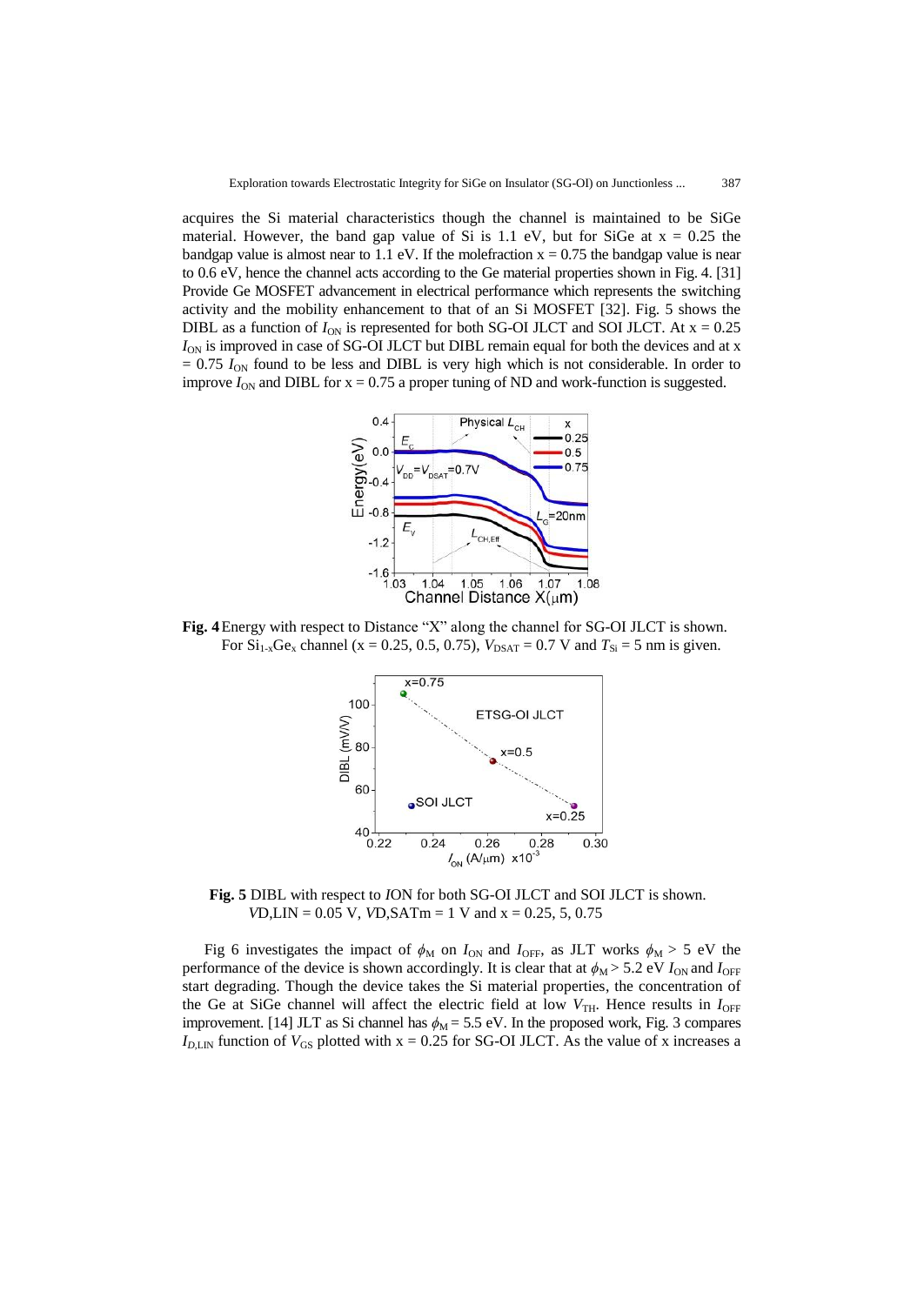acquires the Si material characteristics though the channel is maintained to be SiGe material. However, the band gap value of Si is 1.1 eV, but for SiGe at x = 0.25 the bandgap value is almost near to 1.1 eV. If the molefraction x = 0.75 the bandgap value is near to 0.6 eV, hence the channel acts according to the Ge material properties shown in Fig. 4. [31] Provide Ge MOSFET advancement in electrical performance which represents the switching activity and the mobility enhancement to that of an Si MOSFET [32]. Fig. 5 shows the DIBL as a function of $I_{ON}$ is represented for both SG-OI JLCT and SOI JLCT. At x = 0.25 $I_{ON}$ is improved in case of SG-OI JLCT but DIBL remain equal for both the devices and at x = 0.75 $I_{ON}$ found to be less and DIBL is very high which is not considerable. In order to improve $I_{ON}$ and DIBL for x = 0.75 a proper tuning of ND and work-function is suggested.

**Fig. 4** Energy with respect to Distance "X" along the channel for SG-OI JLCT is shown. For $Si_{1-x}Ge_x$ channel (x = 0.25, 0.5, 0.75), $V_{DSAT}$ = 0.7 V and $T_{Si}$ = 5 nm is given.

**Fig. 5** DIBL with respect to *I*ON for both SG-OI JLCT and SOI JLCT is shown. *V*D,LIN = 0.05 V, *V*D,SATm = 1 V and x = 0.25, 5, 0.75

Fig 6 investigates the impact of $\phi_M$ on $I_{ON}$ and $I_{OFF}$, as JLT works $\phi_M$ > 5 eV the performance of the device is shown accordingly. It is clear that at $\phi_M$ > 5.2 eV $I_{ON}$ and $I_{OFF}$ start degrading. Though the device takes the Si material properties, the concentration of the Ge at SiGe channel will affect the electric field at low $V_{TH}$. Hence results in $I_{OFF}$ improvement. [14] JLT as Si channel has $\phi_M$ = 5.5 eV. In the proposed work, Fig. 3 compares $I_{D,LIN}$ function of $V_{GS}$ plotted with x = 0.25 for SG-OI JLCT. As the value of x increases a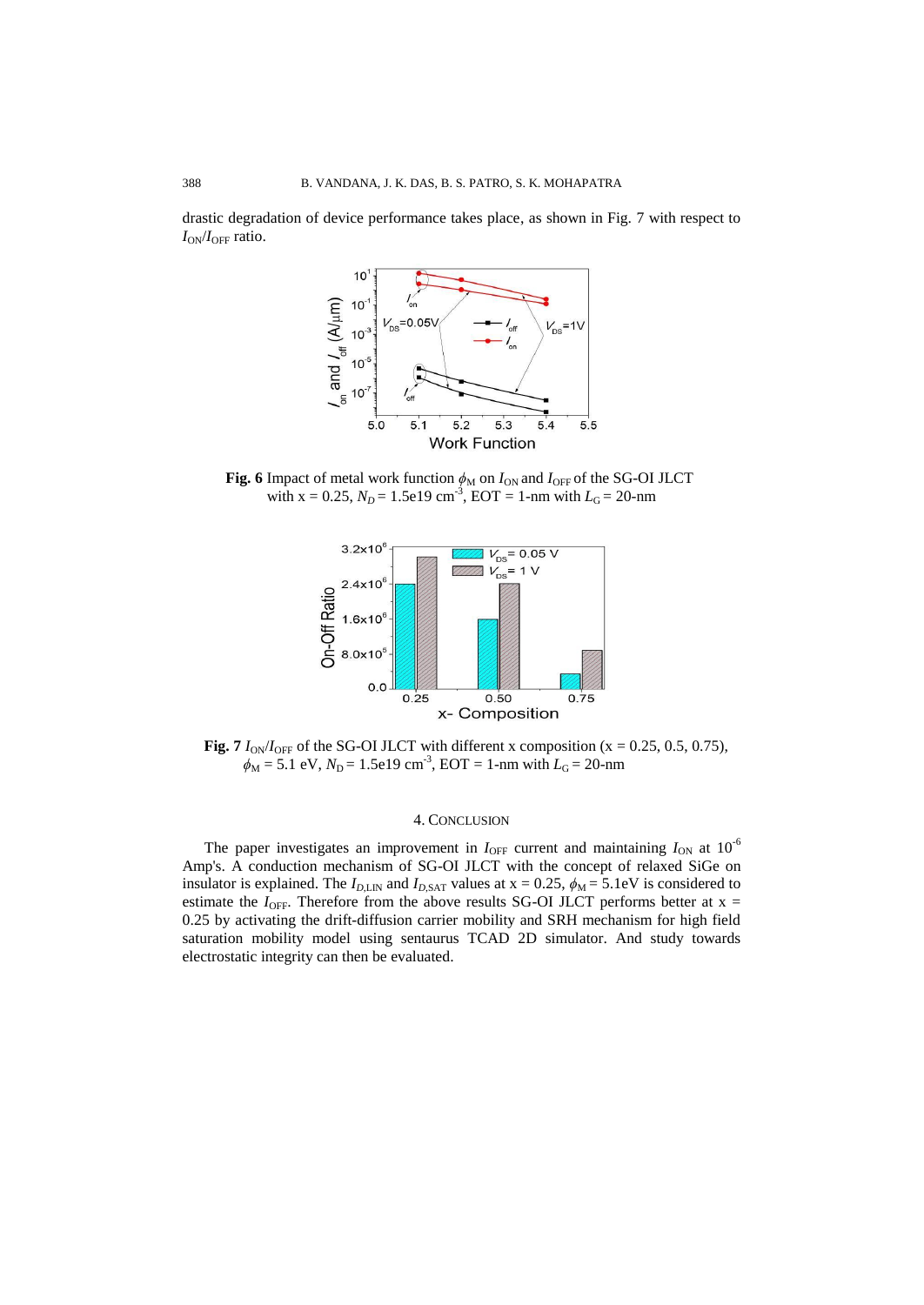drastic degradation of device performance takes place, as shown in Fig. 7 with respect to $I_{ON}/I_{OFF}$ ratio.

**Fig. 6** Impact of metal work function $\phi_M$ on $I_{ON}$ and $I_{OFF}$ of the SG-OI JLCT with x = 0.25, $N_D$ = 1.5e19 cm$^{-3}$, EOT = 1-nm with $L_G$ = 20-nm

**Fig. 7** $I_{ON}/I_{OFF}$ of the SG-OI JLCT with different x composition (x = 0.25, 0.5, 0.75), $\phi_M$ = 5.1 eV, $N_D$ = 1.5e19 cm$^{-3}$, EOT = 1-nm with $L_G$ = 20-nm

## 4. Conclusion

The paper investigates an improvement in $I_{OFF}$ current and maintaining $I_{ON}$ at $10^{-6}$ Amp's. A conduction mechanism of SG-OI JLCT with the concept of relaxed SiGe on insulator is explained. The $I_{D,LIN}$ and $I_{D,SAT}$ values at x = 0.25, $\phi_M$ = 5.1eV is considered to estimate the $I_{OFF}$. Therefore from the above results SG-OI JLCT performs better at x = 0.25 by activating the drift-diffusion carrier mobility and SRH mechanism for high field saturation mobility model using sentaurus TCAD 2D simulator. And study towards electrostatic integrity can then be evaluated.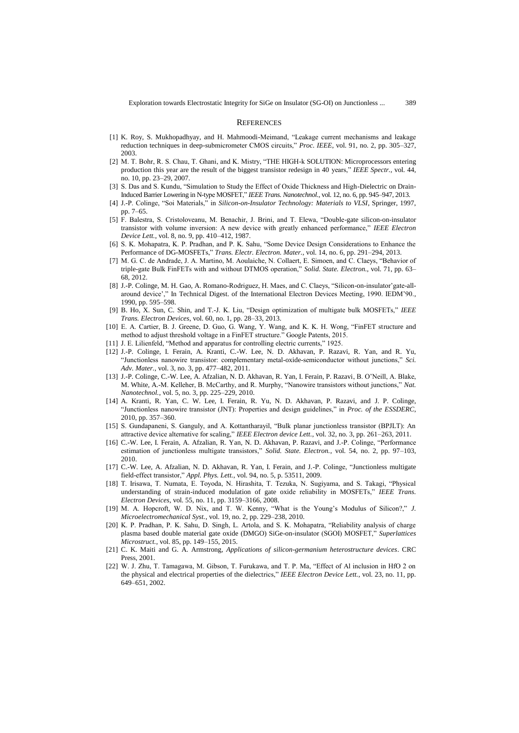## References

[1] K. Roy, S. Mukhopadhyay, and H. Mahmoodi-Meimand, "Leakage current mechanisms and leakage reduction techniques in deep-submicrometer CMOS circuits," *Proc. IEEE*, vol. 91, no. 2, pp. 305–327, 2003.

[2] M. T. Bohr, R. S. Chau, T. Ghani, and K. Mistry, "THE HIGH-k SOLUTION: Microprocessors entering production this year are the result of the biggest transistor redesign in 40 years," *IEEE Spectr.*, vol. 44, no. 10, pp. 23–29, 2007.

[3] S. Das and S. Kundu, "Simulation to Study the Effect of Oxide Thickness and High-Dielectric on Drain-Induced Barrier Lowering in N-type MOSFET," *IEEE Trans. Nanotechnol.*, vol. 12, no. 6, pp. 945–947, 2013.

[4] J.-P. Colinge, "Soi Materials," in *Silicon-on-Insulator Technology: Materials to VLSI*, Springer, 1997, pp. 7–65.

[5] F. Balestra, S. Cristoloveanu, M. Benachir, J. Brini, and T. Elewa, "Double-gate silicon-on-insulator transistor with volume inversion: A new device with greatly enhanced performance," *IEEE Electron Device Lett.*, vol. 8, no. 9, pp. 410–412, 1987.

[6] S. K. Mohapatra, K. P. Pradhan, and P. K. Sahu, "Some Device Design Considerations to Enhance the Performance of DG-MOSFETs," *Trans. Electr. Electron. Mater.*, vol. 14, no. 6, pp. 291–294, 2013.

[7] M. G. C. de Andrade, J. A. Martino, M. Aoulaiche, N. Collaert, E. Simoen, and C. Claeys, "Behavior of triple-gate Bulk FinFETs with and without DTMOS operation," *Solid. State. Electron.*, vol. 71, pp. 63–68, 2012.

[8] J.-P. Colinge, M. H. Gao, A. Romano-Rodriguez, H. Maes, and C. Claeys, "Silicon-on-insulator'gate-all-around device'," In Technical Digest. of the International Electron Devices Meeting, 1990. IEDM'90., 1990, pp. 595–598.

[9] B. Ho, X. Sun, C. Shin, and T.-J. K. Liu, "Design optimization of multigate bulk MOSFETs," *IEEE Trans. Electron Devices*, vol. 60, no. 1, pp. 28–33, 2013.

[10] E. A. Cartier, B. J. Greene, D. Guo, G. Wang, Y. Wang, and K. K. H. Wong, "FinFET structure and method to adjust threshold voltage in a FinFET structure." Google Patents, 2015.

[11] J. E. Lilienfeld, "Method and apparatus for controlling electric currents," 1925.

[12] J.-P. Colinge, I. Ferain, A. Kranti, C.-W. Lee, N. D. Akhavan, P. Razavi, R. Yan, and R. Yu, "Junctionless nanowire transistor: complementary metal-oxide-semiconductor without junctions," *Sci. Adv. Mater.*, vol. 3, no. 3, pp. 477–482, 2011.

[13] J.-P. Colinge, C.-W. Lee, A. Afzalian, N. D. Akhavan, R. Yan, I. Ferain, P. Razavi, B. O'Neill, A. Blake, M. White, A.-M. Kelleher, B. McCarthy, and R. Murphy, "Nanowire transistors without junctions," *Nat. Nanotechnol.*, vol. 5, no. 3, pp. 225–229, 2010.

[14] A. Kranti, R. Yan, C. W. Lee, I. Ferain, R. Yu, N. D. Akhavan, P. Razavi, and J. P. Colinge, "Junctionless nanowire transistor (JNT): Properties and design guidelines," in *Proc. of the ESSDERC*, 2010, pp. 357–360.

[15] S. Gundapaneni, S. Ganguly, and A. Kottantharayil, "Bulk planar junctionless transistor (BPJLT): An attractive device alternative for scaling," *IEEE Electron device Lett.*, vol. 32, no. 3, pp. 261–263, 2011.

[16] C.-W. Lee, I. Ferain, A. Afzalian, R. Yan, N. D. Akhavan, P. Razavi, and J.-P. Colinge, "Performance estimation of junctionless multigate transistors," *Solid. State. Electron.*, vol. 54, no. 2, pp. 97–103, 2010.

[17] C.-W. Lee, A. Afzalian, N. D. Akhavan, R. Yan, I. Ferain, and J.-P. Colinge, "Junctionless multigate field-effect transistor," *Appl. Phys. Lett.*, vol. 94, no. 5, p. 53511, 2009.

[18] T. Irisawa, T. Numata, E. Toyoda, N. Hirashita, T. Tezuka, N. Sugiyama, and S. Takagi, "Physical understanding of strain-induced modulation of gate oxide reliability in MOSFETs," *IEEE Trans. Electron Devices*, vol. 55, no. 11, pp. 3159–3166, 2008.

[19] M. A. Hopcroft, W. D. Nix, and T. W. Kenny, "What is the Young's Modulus of Silicon?," *J. Microelectromechanical Syst.*, vol. 19, no. 2, pp. 229–238, 2010.

[20] K. P. Pradhan, P. K. Sahu, D. Singh, L. Artola, and S. K. Mohapatra, "Reliability analysis of charge plasma based double material gate oxide (DMGO) SiGe-on-insulator (SGOI) MOSFET," *Superlattices Microstruct.*, vol. 85, pp. 149–155, 2015.

[21] C. K. Maiti and G. A. Armstrong, *Applications of silicon-germanium heterostructure devices*. CRC Press, 2001.

[22] W. J. Zhu, T. Tamagawa, M. Gibson, T. Furukawa, and T. P. Ma, "Effect of Al inclusion in HfO 2 on the physical and electrical properties of the dielectrics," *IEEE Electron Device Lett.*, vol. 23, no. 11, pp. 649–651, 2002.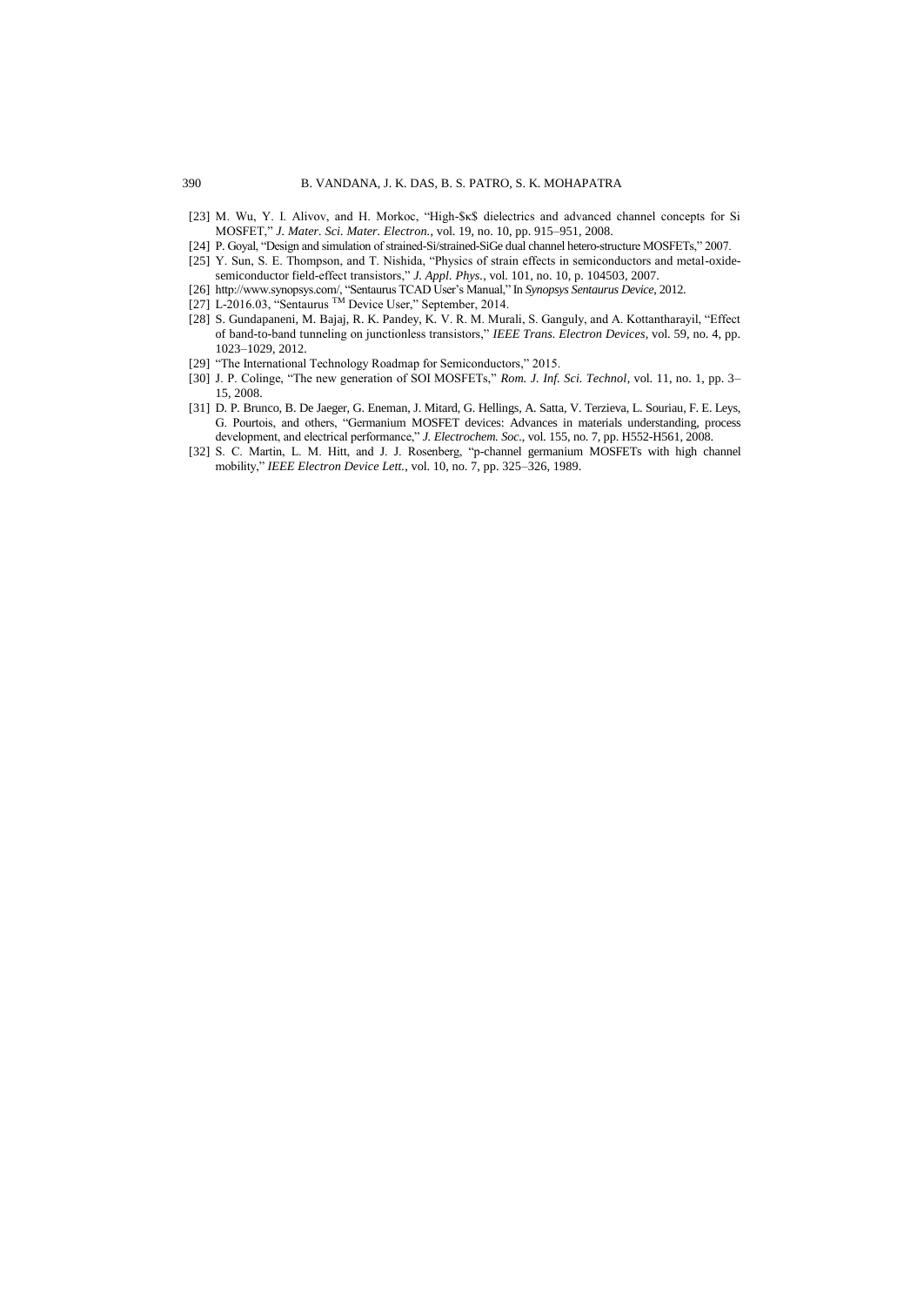[23] M. Wu, Y. I. Alivov, and H. Morkoc, "High-$κ$ dielectrics and advanced channel concepts for Si MOSFET," *J. Mater. Sci. Mater. Electron.*, vol. 19, no. 10, pp. 915–951, 2008.

[24] P. Goyal, "Design and simulation of strained-Si/strained-SiGe dual channel hetero-structure MOSFETs," 2007.

[25] Y. Sun, S. E. Thompson, and T. Nishida, "Physics of strain effects in semiconductors and metal-oxide-semiconductor field-effect transistors," *J. Appl. Phys.*, vol. 101, no. 10, p. 104503, 2007.

[26] http://www.synopsys.com/, "Sentaurus TCAD User's Manual," In *Synopsys Sentaurus Device*, 2012.

[27] L-2016.03, "Sentaurus $^{TM}$ Device User," September, 2014.

[28] S. Gundapaneni, M. Bajaj, R. K. Pandey, K. V. R. M. Murali, S. Ganguly, and A. Kottantharayil, "Effect of band-to-band tunneling on junctionless transistors," *IEEE Trans. Electron Devices*, vol. 59, no. 4, pp. 1023–1029, 2012.

[29] "The International Technology Roadmap for Semiconductors," 2015.

[30] J. P. Colinge, "The new generation of SOI MOSFETs," *Rom. J. Inf. Sci. Technol*, vol. 11, no. 1, pp. 3–15, 2008.

[31] D. P. Brunco, B. De Jaeger, G. Eneman, J. Mitard, G. Hellings, A. Satta, V. Terzieva, L. Souriau, F. E. Leys, G. Pourtois, and others, "Germanium MOSFET devices: Advances in materials understanding, process development, and electrical performance," *J. Electrochem. Soc.*, vol. 155, no. 7, pp. H552-H561, 2008.

[32] S. C. Martin, L. M. Hitt, and J. J. Rosenberg, "p-channel germanium MOSFETs with high channel mobility," *IEEE Electron Device Lett.*, vol. 10, no. 7, pp. 325–326, 1989.